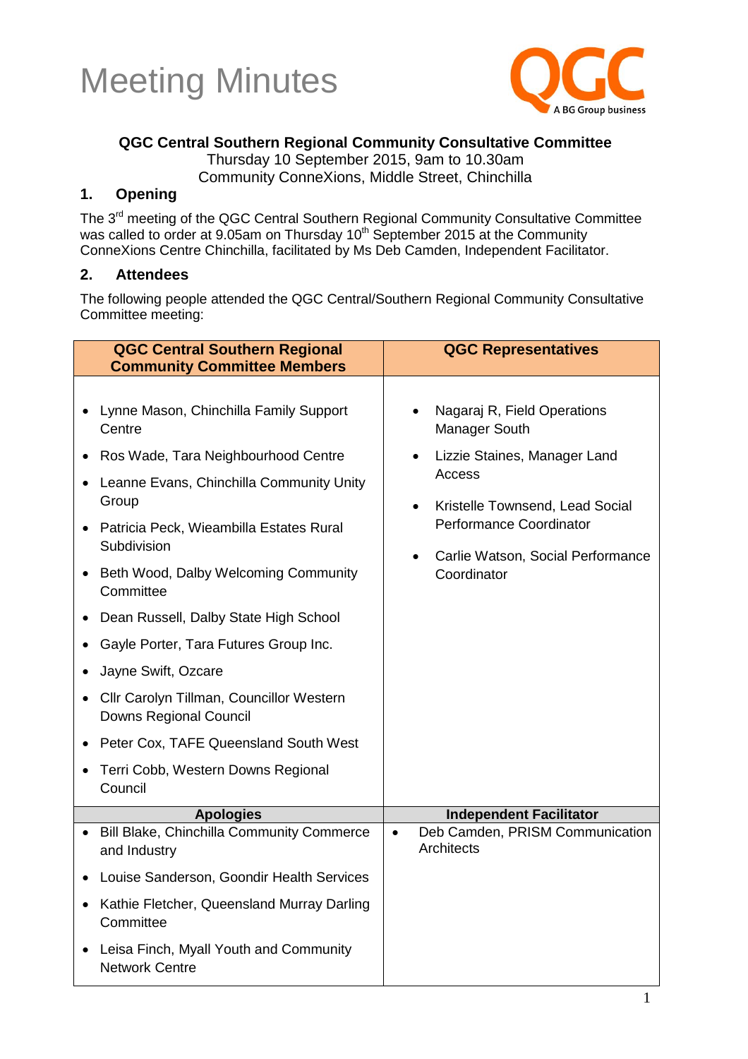# Meeting Minutes

QGC
A BG Group business

**QGC Central Southern Regional Community Consultative Committee**
Thursday 10 September 2015, 9am to 10.30am
Community ConneXions, Middle Street, Chinchilla

## 1. Opening

The 3rd meeting of the QGC Central Southern Regional Community Consultative Committee was called to order at 9.05am on Thursday 10th September 2015 at the Community ConneXions Centre Chinchilla, facilitated by Ms Deb Camden, Independent Facilitator.

## 2. Attendees

The following people attended the QGC Central/Southern Regional Community Consultative Committee meeting:

| QGC Central Southern Regional Community Committee Members | QGC Representatives |
|---|---|
| • Lynne Mason, Chinchilla Family Support Centre<br>• Ros Wade, Tara Neighbourhood Centre<br>• Leanne Evans, Chinchilla Community Unity Group<br>• Patricia Peck, Wieambilla Estates Rural Subdivision<br>• Beth Wood, Dalby Welcoming Community Committee<br>• Dean Russell, Dalby State High School<br>• Gayle Porter, Tara Futures Group Inc.<br>• Jayne Swift, Ozcare<br>• Cllr Carolyn Tillman, Councillor Western Downs Regional Council<br>• Peter Cox, TAFE Queensland South West<br>• Terri Cobb, Western Downs Regional Council | • Nagaraj R, Field Operations Manager South<br>• Lizzie Staines, Manager Land Access<br>• Kristelle Townsend, Lead Social Performance Coordinator<br>• Carlie Watson, Social Performance Coordinator |
| **Apologies** | **Independent Facilitator** |
| • Bill Blake, Chinchilla Community Commerce and Industry<br>• Louise Sanderson, Goondir Health Services<br>• Kathie Fletcher, Queensland Murray Darling Committee<br>• Leisa Finch, Myall Youth and Community Network Centre | • Deb Camden, PRISM Communication Architects |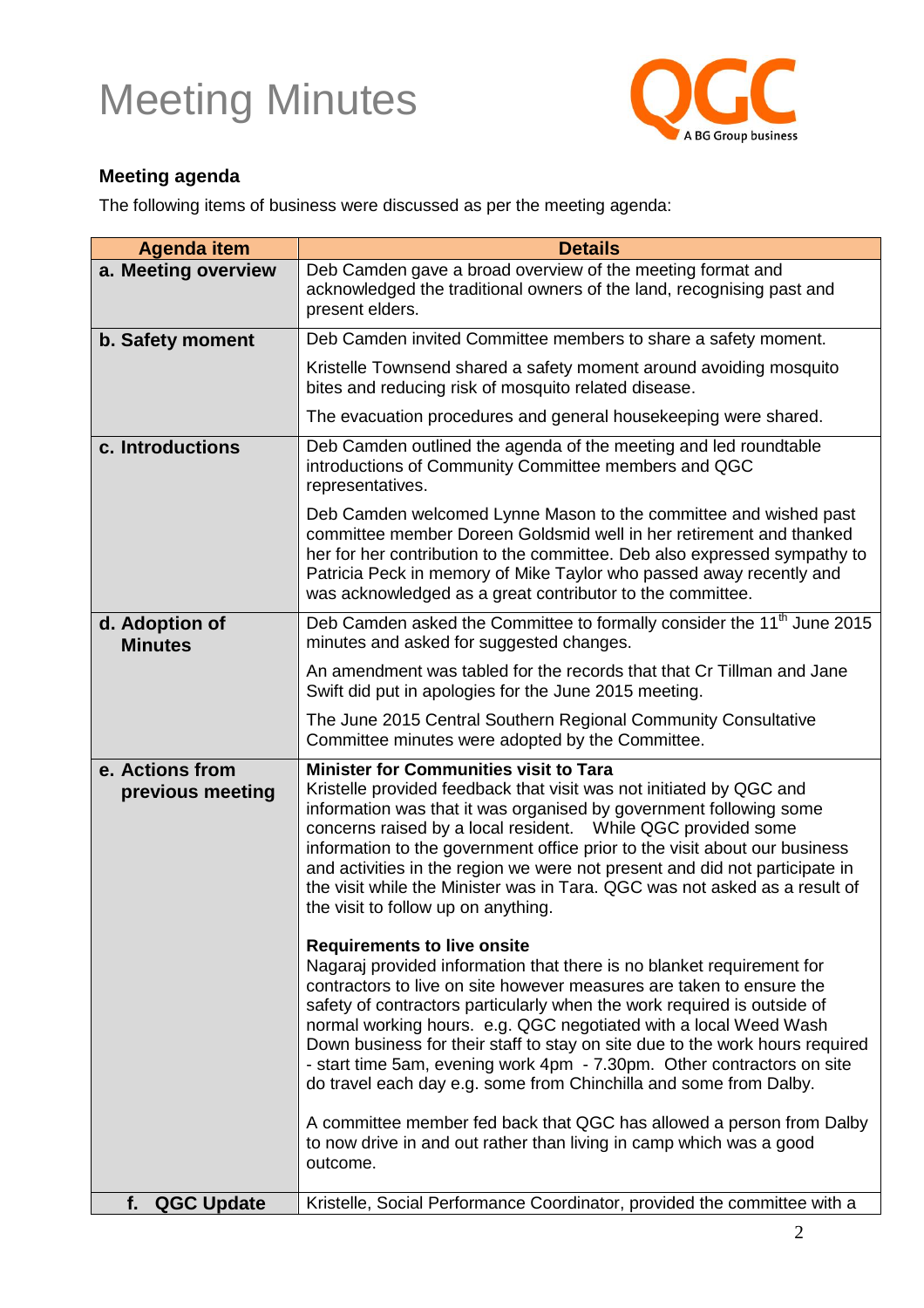# Meeting Minutes

QGC A BG Group business

**Meeting agenda**

The following items of business were discussed as per the meeting agenda:

| Agenda item | Details |
|---|---|
| **a. Meeting overview** | Deb Camden gave a broad overview of the meeting format and acknowledged the traditional owners of the land, recognising past and present elders. |
| **b. Safety moment** | Deb Camden invited Committee members to share a safety moment.<br><br>Kristelle Townsend shared a safety moment around avoiding mosquito bites and reducing risk of mosquito related disease.<br><br>The evacuation procedures and general housekeeping were shared. |
| **c. Introductions** | Deb Camden outlined the agenda of the meeting and led roundtable introductions of Community Committee members and QGC representatives.<br><br>Deb Camden welcomed Lynne Mason to the committee and wished past committee member Doreen Goldsmid well in her retirement and thanked her for her contribution to the committee. Deb also expressed sympathy to Patricia Peck in memory of Mike Taylor who passed away recently and was acknowledged as a great contributor to the committee. |
| **d. Adoption of Minutes** | Deb Camden asked the Committee to formally consider the 11th June 2015 minutes and asked for suggested changes.<br><br>An amendment was tabled for the records that that Cr Tillman and Jane Swift did put in apologies for the June 2015 meeting.<br><br>The June 2015 Central Southern Regional Community Consultative Committee minutes were adopted by the Committee. |
| **e. Actions from previous meeting** | **Minister for Communities visit to Tara**<br>Kristelle provided feedback that visit was not initiated by QGC and information was that it was organised by government following some concerns raised by a local resident. While QGC provided some information to the government office prior to the visit about our business and activities in the region we were not present and did not participate in the visit while the Minister was in Tara. QGC was not asked as a result of the visit to follow up on anything.<br><br>**Requirements to live onsite**<br>Nagaraj provided information that there is no blanket requirement for contractors to live on site however measures are taken to ensure the safety of contractors particularly when the work required is outside of normal working hours. e.g. QGC negotiated with a local Weed Wash Down business for their staff to stay on site due to the work hours required - start time 5am, evening work 4pm - 7.30pm. Other contractors on site do travel each day e.g. some from Chinchilla and some from Dalby.<br><br>A committee member fed back that QGC has allowed a person from Dalby to now drive in and out rather than living in camp which was a good outcome. |
| **f. QGC Update** | Kristelle, Social Performance Coordinator, provided the committee with a |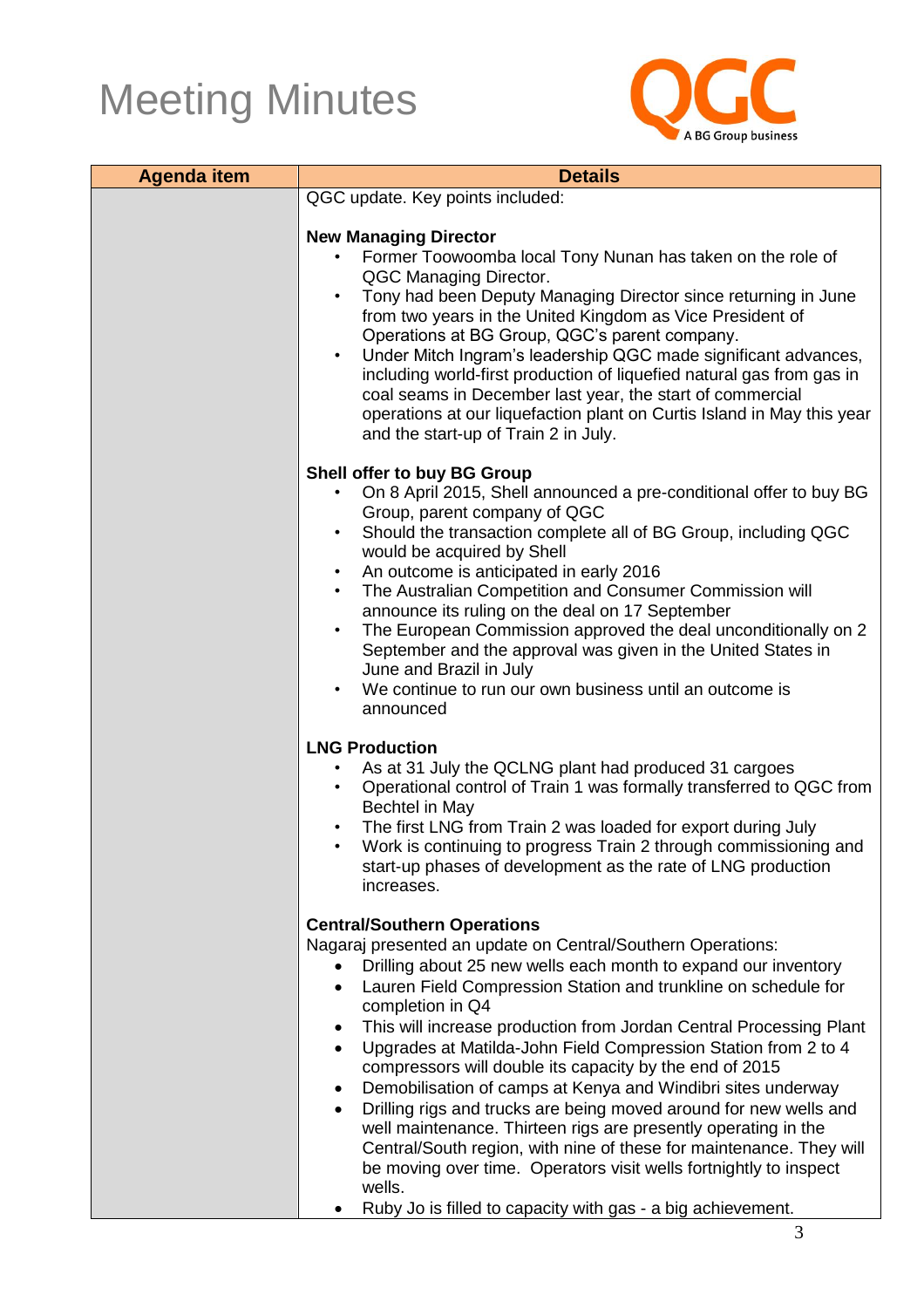# Meeting Minutes

| Agenda item | Details |
|---|---|
| | QGC update. Key points included:<br><br>**New Managing Director**<br>• Former Toowoomba local Tony Nunan has taken on the role of QGC Managing Director.<br>• Tony had been Deputy Managing Director since returning in June from two years in the United Kingdom as Vice President of Operations at BG Group, QGC's parent company.<br>• Under Mitch Ingram's leadership QGC made significant advances, including world-first production of liquefied natural gas from gas in coal seams in December last year, the start of commercial operations at our liquefaction plant on Curtis Island in May this year and the start-up of Train 2 in July.<br><br>**Shell offer to buy BG Group**<br>• On 8 April 2015, Shell announced a pre-conditional offer to buy BG Group, parent company of QGC<br>• Should the transaction complete all of BG Group, including QGC would be acquired by Shell<br>• An outcome is anticipated in early 2016<br>• The Australian Competition and Consumer Commission will announce its ruling on the deal on 17 September<br>• The European Commission approved the deal unconditionally on 2 September and the approval was given in the United States in June and Brazil in July<br>• We continue to run our own business until an outcome is announced<br><br>**LNG Production**<br>• As at 31 July the QCLNG plant had produced 31 cargoes<br>• Operational control of Train 1 was formally transferred to QGC from Bechtel in May<br>• The first LNG from Train 2 was loaded for export during July<br>• Work is continuing to progress Train 2 through commissioning and start-up phases of development as the rate of LNG production increases.<br><br>**Central/Southern Operations**<br>Nagaraj presented an update on Central/Southern Operations:<br>• Drilling about 25 new wells each month to expand our inventory<br>• Lauren Field Compression Station and trunkline on schedule for completion in Q4<br>• This will increase production from Jordan Central Processing Plant<br>• Upgrades at Matilda-John Field Compression Station from 2 to 4 compressors will double its capacity by the end of 2015<br>• Demobilisation of camps at Kenya and Windibri sites underway<br>• Drilling rigs and trucks are being moved around for new wells and well maintenance. Thirteen rigs are presently operating in the Central/South region, with nine of these for maintenance. They will be moving over time. Operators visit wells fortnightly to inspect wells.<br>• Ruby Jo is filled to capacity with gas - a big achievement. |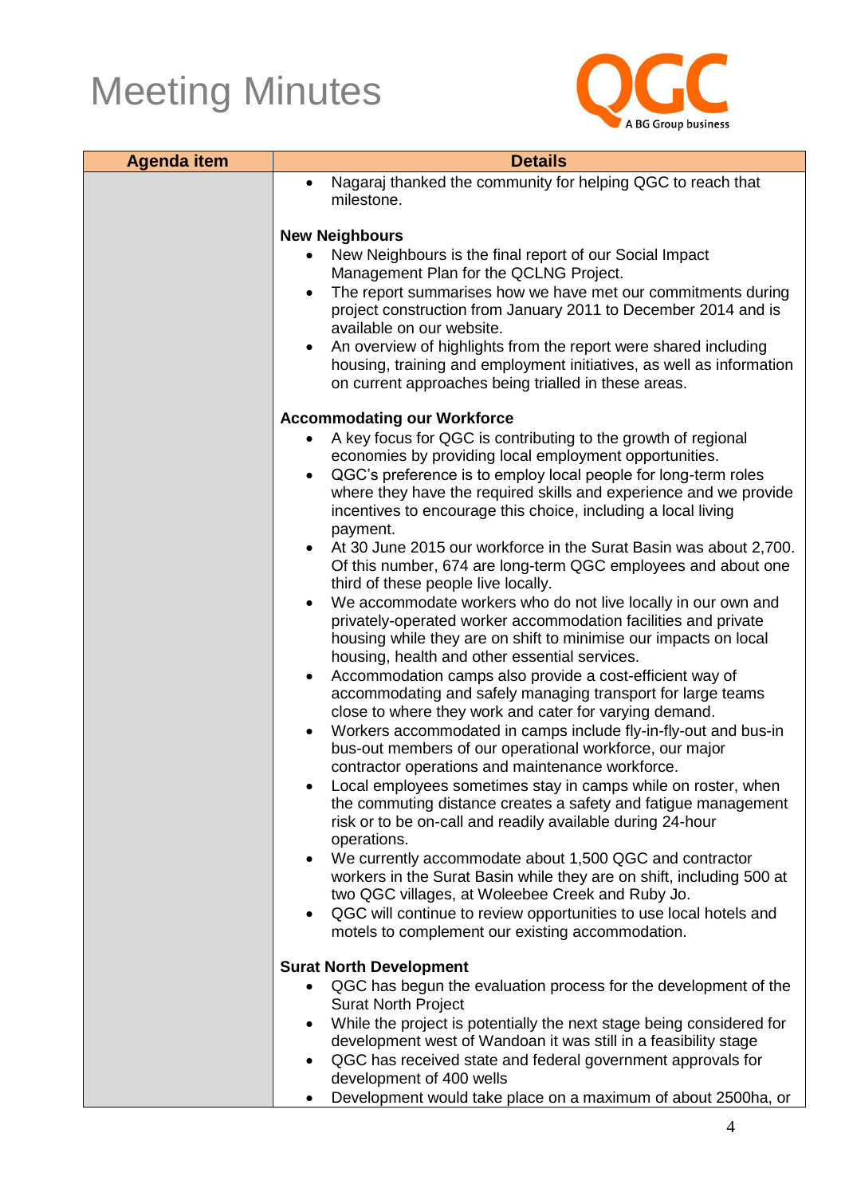# Meeting Minutes

| Agenda item | Details |
|---|---|
| | • Nagaraj thanked the community for helping QGC to reach that milestone.<br><br>**New Neighbours**<br>• New Neighbours is the final report of our Social Impact Management Plan for the QCLNG Project.<br>• The report summarises how we have met our commitments during project construction from January 2011 to December 2014 and is available on our website.<br>• An overview of highlights from the report were shared including housing, training and employment initiatives, as well as information on current approaches being trialled in these areas.<br><br>**Accommodating our Workforce**<br>• A key focus for QGC is contributing to the growth of regional economies by providing local employment opportunities.<br>• QGC's preference is to employ local people for long-term roles where they have the required skills and experience and we provide incentives to encourage this choice, including a local living payment.<br>• At 30 June 2015 our workforce in the Surat Basin was about 2,700. Of this number, 674 are long-term QGC employees and about one third of these people live locally.<br>• We accommodate workers who do not live locally in our own and privately-operated worker accommodation facilities and private housing while they are on shift to minimise our impacts on local housing, health and other essential services.<br>• Accommodation camps also provide a cost-efficient way of accommodating and safely managing transport for large teams close to where they work and cater for varying demand.<br>• Workers accommodated in camps include fly-in-fly-out and bus-in bus-out members of our operational workforce, our major contractor operations and maintenance workforce.<br>• Local employees sometimes stay in camps while on roster, when the commuting distance creates a safety and fatigue management risk or to be on-call and readily available during 24-hour operations.<br>• We currently accommodate about 1,500 QGC and contractor workers in the Surat Basin while they are on shift, including 500 at two QGC villages, at Woleebee Creek and Ruby Jo.<br>• QGC will continue to review opportunities to use local hotels and motels to complement our existing accommodation.<br><br>**Surat North Development**<br>• QGC has begun the evaluation process for the development of the Surat North Project<br>• While the project is potentially the next stage being considered for development west of Wandoan it was still in a feasibility stage<br>• QGC has received state and federal government approvals for development of 400 wells<br>• Development would take place on a maximum of about 2500ha, or |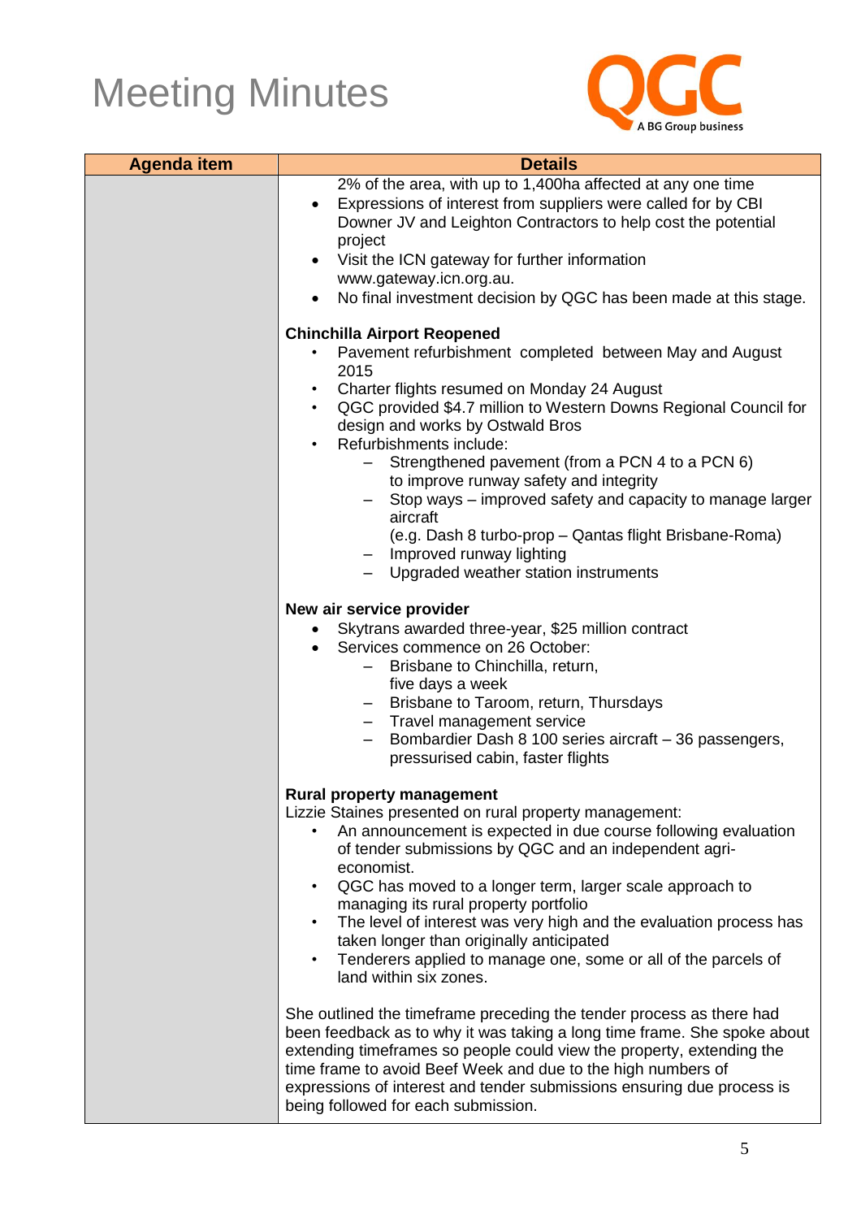# Meeting Minutes

| Agenda item | Details |
|---|---|
| | 2% of the area, with up to 1,400ha affected at any one time<br>• Expressions of interest from suppliers were called for by CBI Downer JV and Leighton Contractors to help cost the potential project<br>• Visit the ICN gateway for further information www.gateway.icn.org.au.<br>• No final investment decision by QGC has been made at this stage.<br><br>**Chinchilla Airport Reopened**<br>• Pavement refurbishment completed between May and August 2015<br>• Charter flights resumed on Monday 24 August<br>• QGC provided $4.7 million to Western Downs Regional Council for design and works by Ostwald Bros<br>• Refurbishments include:<br>&nbsp;&nbsp;– Strengthened pavement (from a PCN 4 to a PCN 6) to improve runway safety and integrity<br>&nbsp;&nbsp;– Stop ways – improved safety and capacity to manage larger aircraft (e.g. Dash 8 turbo-prop – Qantas flight Brisbane-Roma)<br>&nbsp;&nbsp;– Improved runway lighting<br>&nbsp;&nbsp;– Upgraded weather station instruments<br><br>**New air service provider**<br>• Skytrans awarded three-year, $25 million contract<br>• Services commence on 26 October:<br>&nbsp;&nbsp;– Brisbane to Chinchilla, return, five days a week<br>&nbsp;&nbsp;– Brisbane to Taroom, return, Thursdays<br>&nbsp;&nbsp;– Travel management service<br>&nbsp;&nbsp;– Bombardier Dash 8 100 series aircraft – 36 passengers, pressurised cabin, faster flights<br><br>**Rural property management**<br>Lizzie Staines presented on rural property management:<br>• An announcement is expected in due course following evaluation of tender submissions by QGC and an independent agri-economist.<br>• QGC has moved to a longer term, larger scale approach to managing its rural property portfolio<br>• The level of interest was very high and the evaluation process has taken longer than originally anticipated<br>• Tenderers applied to manage one, some or all of the parcels of land within six zones.<br><br>She outlined the timeframe preceding the tender process as there had been feedback as to why it was taking a long time frame. She spoke about extending timeframes so people could view the property, extending the time frame to avoid Beef Week and due to the high numbers of expressions of interest and tender submissions ensuring due process is being followed for each submission. |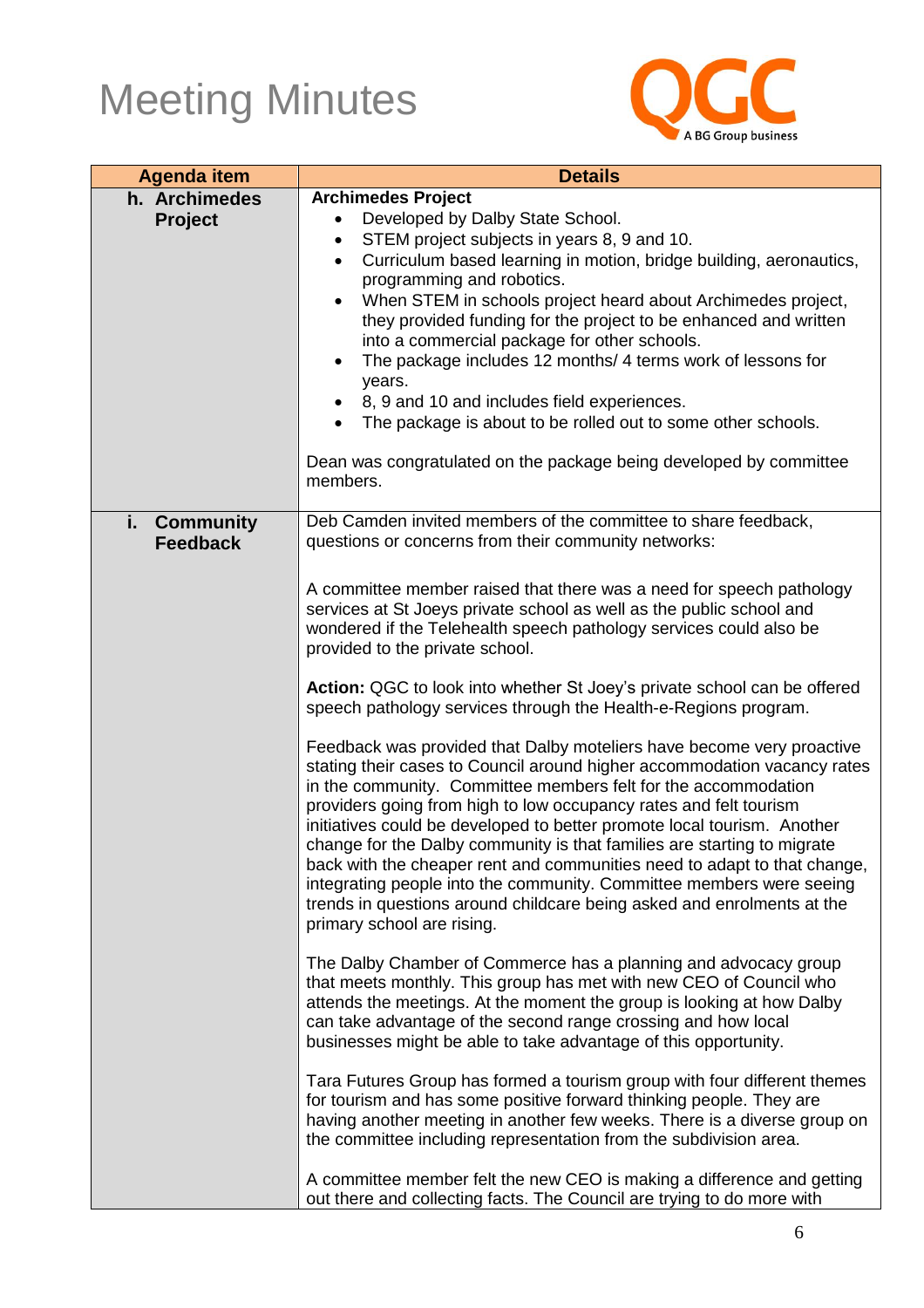# Meeting Minutes

QGC A BG Group business

| Agenda item | Details |
|---|---|
| h. Archimedes Project | **Archimedes Project**<br>• Developed by Dalby State School.<br>• STEM project subjects in years 8, 9 and 10.<br>• Curriculum based learning in motion, bridge building, aeronautics, programming and robotics.<br>• When STEM in schools project heard about Archimedes project, they provided funding for the project to be enhanced and written into a commercial package for other schools.<br>• The package includes 12 months/ 4 terms work of lessons for years.<br>• 8, 9 and 10 and includes field experiences.<br>• The package is about to be rolled out to some other schools.<br><br>Dean was congratulated on the package being developed by committee members. |
| i. Community Feedback | Deb Camden invited members of the committee to share feedback, questions or concerns from their community networks:<br><br>A committee member raised that there was a need for speech pathology services at St Joeys private school as well as the public school and wondered if the Telehealth speech pathology services could also be provided to the private school.<br><br>**Action:** QGC to look into whether St Joey's private school can be offered speech pathology services through the Health-e-Regions program.<br><br>Feedback was provided that Dalby moteliers have become very proactive stating their cases to Council around higher accommodation vacancy rates in the community. Committee members felt for the accommodation providers going from high to low occupancy rates and felt tourism initiatives could be developed to better promote local tourism. Another change for the Dalby community is that families are starting to migrate back with the cheaper rent and communities need to adapt to that change, integrating people into the community. Committee members were seeing trends in questions around childcare being asked and enrolments at the primary school are rising.<br><br>The Dalby Chamber of Commerce has a planning and advocacy group that meets monthly. This group has met with new CEO of Council who attends the meetings. At the moment the group is looking at how Dalby can take advantage of the second range crossing and how local businesses might be able to take advantage of this opportunity.<br><br>Tara Futures Group has formed a tourism group with four different themes for tourism and has some positive forward thinking people. They are having another meeting in another few weeks. There is a diverse group on the committee including representation from the subdivision area.<br><br>A committee member felt the new CEO is making a difference and getting out there and collecting facts. The Council are trying to do more with |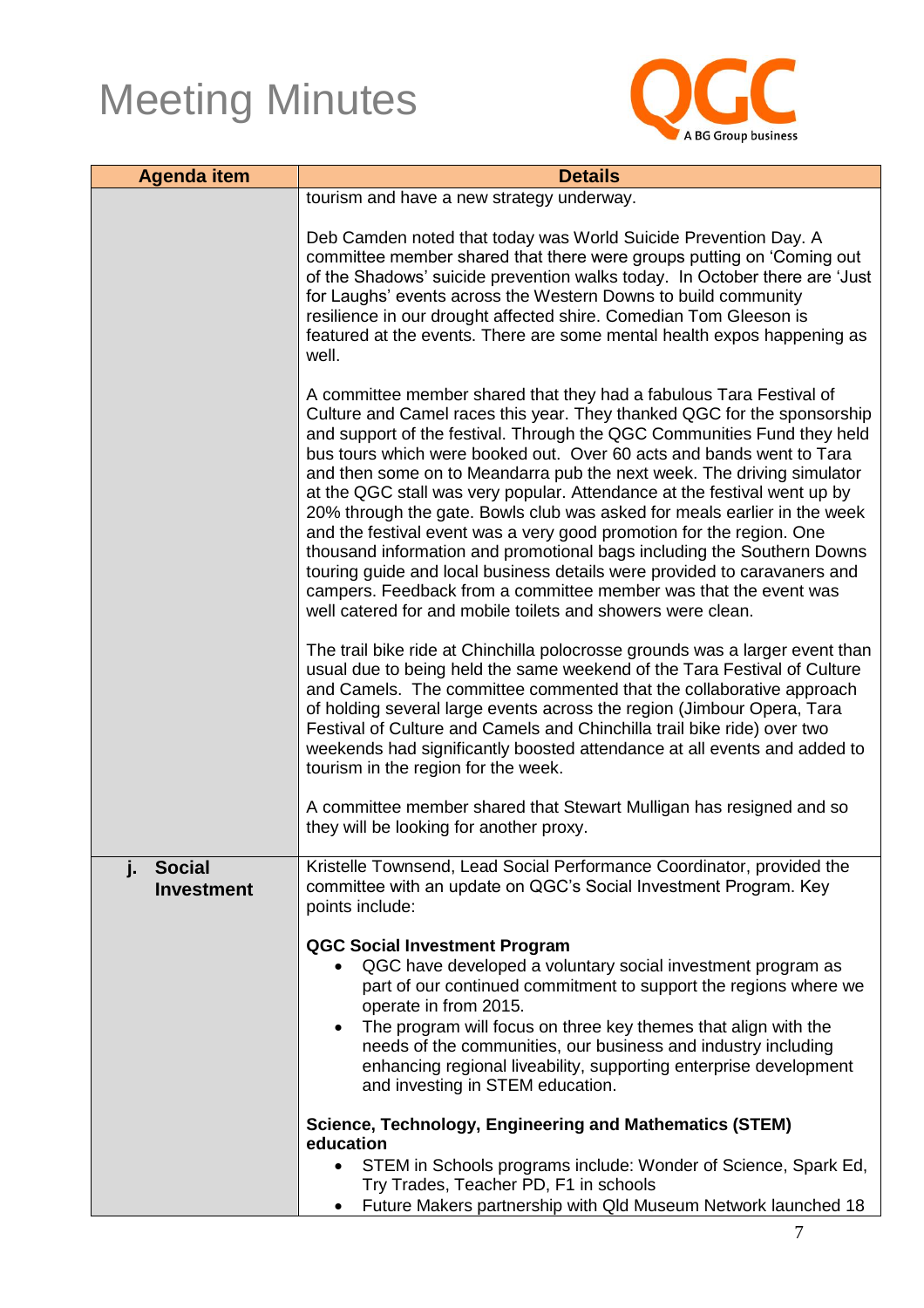# Meeting Minutes

| Agenda item | Details |
|---|---|
| | tourism and have a new strategy underway.<br><br>Deb Camden noted that today was World Suicide Prevention Day. A committee member shared that there were groups putting on 'Coming out of the Shadows' suicide prevention walks today. In October there are 'Just for Laughs' events across the Western Downs to build community resilience in our drought affected shire. Comedian Tom Gleeson is featured at the events. There are some mental health expos happening as well.<br><br>A committee member shared that they had a fabulous Tara Festival of Culture and Camel races this year. They thanked QGC for the sponsorship and support of the festival. Through the QGC Communities Fund they held bus tours which were booked out. Over 60 acts and bands went to Tara and then some on to Meandarra pub the next week. The driving simulator at the QGC stall was very popular. Attendance at the festival went up by 20% through the gate. Bowls club was asked for meals earlier in the week and the festival event was a very good promotion for the region. One thousand information and promotional bags including the Southern Downs touring guide and local business details were provided to caravaners and campers. Feedback from a committee member was that the event was well catered for and mobile toilets and showers were clean.<br><br>The trail bike ride at Chinchilla polocrosse grounds was a larger event than usual due to being held the same weekend of the Tara Festival of Culture and Camels. The committee commented that the collaborative approach of holding several large events across the region (Jimbour Opera, Tara Festival of Culture and Camels and Chinchilla trail bike ride) over two weekends had significantly boosted attendance at all events and added to tourism in the region for the week.<br><br>A committee member shared that Stewart Mulligan has resigned and so they will be looking for another proxy. |
| **j. Social Investment** | Kristelle Townsend, Lead Social Performance Coordinator, provided the committee with an update on QGC's Social Investment Program. Key points include:<br><br>**QGC Social Investment Program**<br>• QGC have developed a voluntary social investment program as part of our continued commitment to support the regions where we operate in from 2015.<br>• The program will focus on three key themes that align with the needs of the communities, our business and industry including enhancing regional liveability, supporting enterprise development and investing in STEM education.<br><br>**Science, Technology, Engineering and Mathematics (STEM) education**<br>• STEM in Schools programs include: Wonder of Science, Spark Ed, Try Trades, Teacher PD, F1 in schools<br>• Future Makers partnership with Qld Museum Network launched 18 |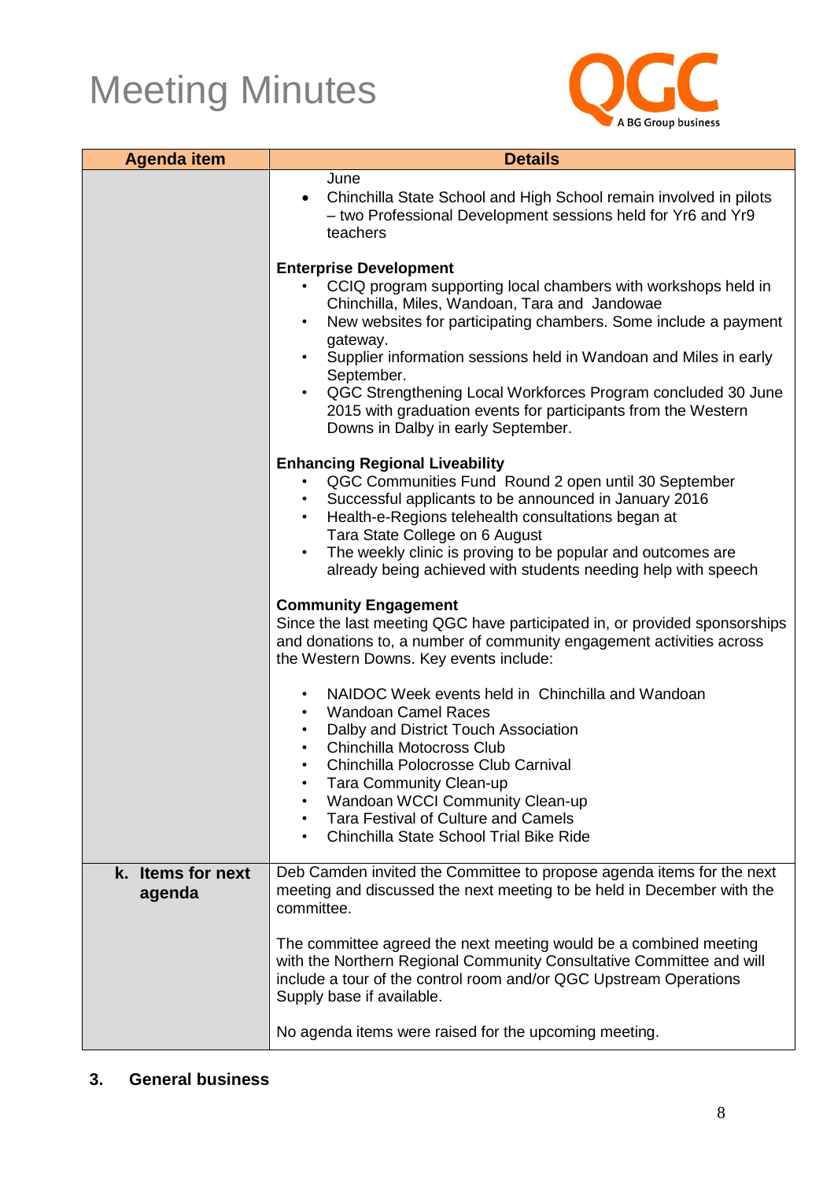# Meeting Minutes

| Agenda item | Details |
|---|---|
| | June<br>• Chinchilla State School and High School remain involved in pilots – two Professional Development sessions held for Yr6 and Yr9 teachers<br><br>**Enterprise Development**<br>• CCIQ program supporting local chambers with workshops held in Chinchilla, Miles, Wandoan, Tara and Jandowae<br>• New websites for participating chambers. Some include a payment gateway.<br>• Supplier information sessions held in Wandoan and Miles in early September.<br>• QGC Strengthening Local Workforces Program concluded 30 June 2015 with graduation events for participants from the Western Downs in Dalby in early September.<br><br>**Enhancing Regional Liveability**<br>• QGC Communities Fund Round 2 open until 30 September<br>• Successful applicants to be announced in January 2016<br>• Health-e-Regions telehealth consultations began at Tara State College on 6 August<br>• The weekly clinic is proving to be popular and outcomes are already being achieved with students needing help with speech<br><br>**Community Engagement**<br>Since the last meeting QGC have participated in, or provided sponsorships and donations to, a number of community engagement activities across the Western Downs. Key events include:<br><br>• NAIDOC Week events held in Chinchilla and Wandoan<br>• Wandoan Camel Races<br>• Dalby and District Touch Association<br>• Chinchilla Motocross Club<br>• Chinchilla Polocrosse Club Carnival<br>• Tara Community Clean-up<br>• Wandoan WCCI Community Clean-up<br>• Tara Festival of Culture and Camels<br>• Chinchilla State School Trial Bike Ride |
| **k. Items for next agenda** | Deb Camden invited the Committee to propose agenda items for the next meeting and discussed the next meeting to be held in December with the committee.<br><br>The committee agreed the next meeting would be a combined meeting with the Northern Regional Community Consultative Committee and will include a tour of the control room and/or QGC Upstream Operations Supply base if available.<br><br>No agenda items were raised for the upcoming meeting. |

## 3. General business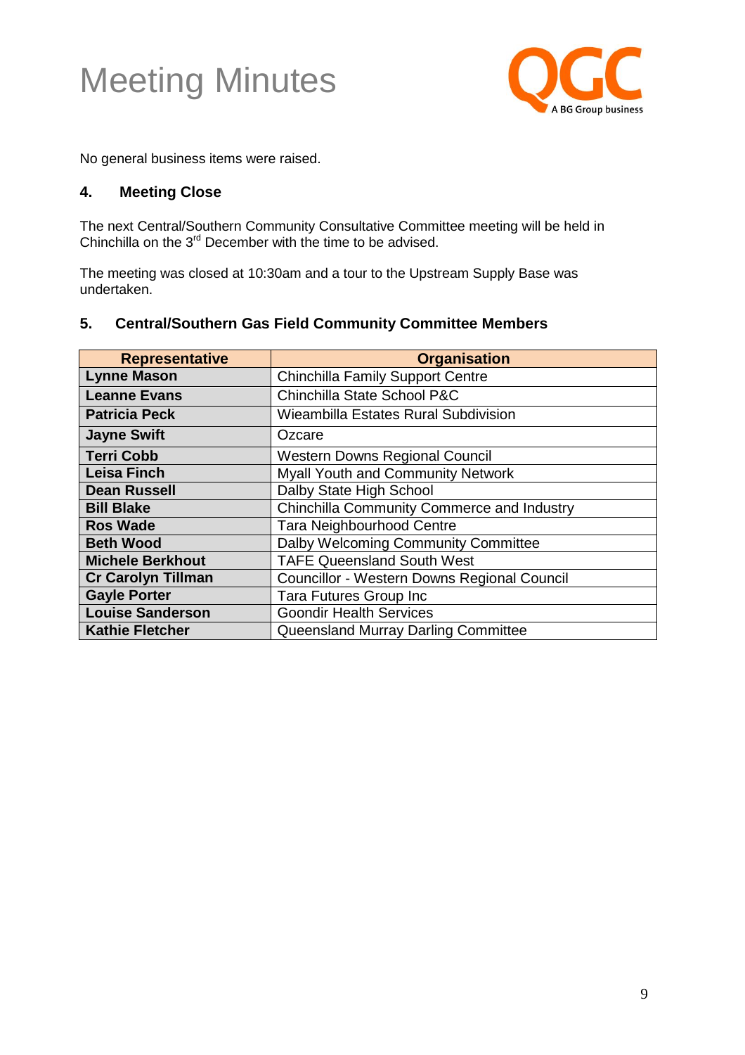No general business items were raised.

## 4. Meeting Close

The next Central/Southern Community Consultative Committee meeting will be held in Chinchilla on the 3rd December with the time to be advised.

The meeting was closed at 10:30am and a tour to the Upstream Supply Base was undertaken.

## 5. Central/Southern Gas Field Community Committee Members

| Representative | Organisation |
|---|---|
| **Lynne Mason** | Chinchilla Family Support Centre |
| **Leanne Evans** | Chinchilla State School P&C |
| **Patricia Peck** | Wieambilla Estates Rural Subdivision |
| **Jayne Swift** | Ozcare |
| **Terri Cobb** | Western Downs Regional Council |
| **Leisa Finch** | Myall Youth and Community Network |
| **Dean Russell** | Dalby State High School |
| **Bill Blake** | Chinchilla Community Commerce and Industry |
| **Ros Wade** | Tara Neighbourhood Centre |
| **Beth Wood** | Dalby Welcoming Community Committee |
| **Michele Berkhout** | TAFE Queensland South West |
| **Cr Carolyn Tillman** | Councillor - Western Downs Regional Council |
| **Gayle Porter** | Tara Futures Group Inc |
| **Louise Sanderson** | Goondir Health Services |
| **Kathie Fletcher** | Queensland Murray Darling Committee |